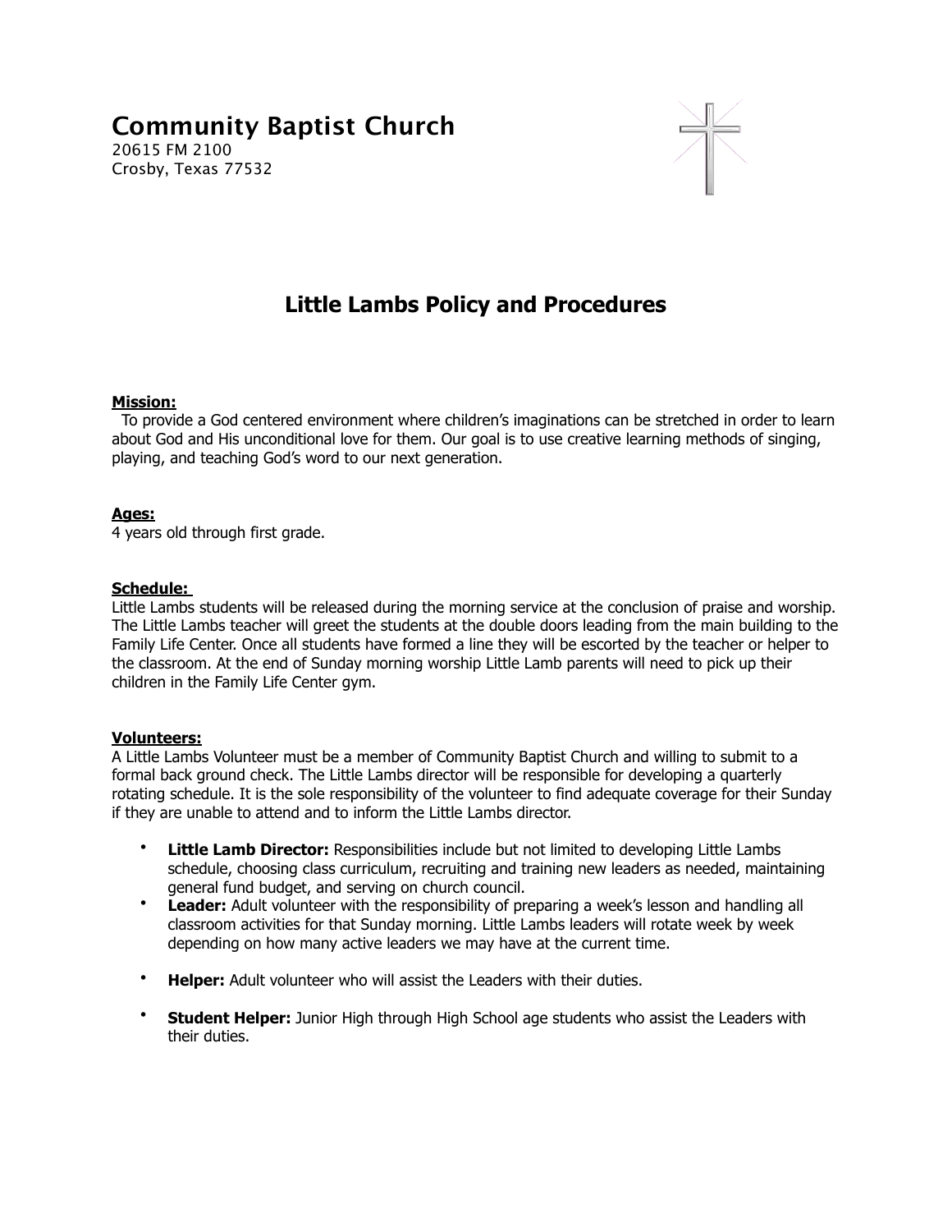# Community Baptist Church

20615 FM 2100
Crosby, Texas 77532

## Little Lambs Policy and Procedures

**Mission:**

To provide a God centered environment where children's imaginations can be stretched in order to learn about God and His unconditional love for them. Our goal is to use creative learning methods of singing, playing, and teaching God's word to our next generation.

**Ages:**

4 years old through first grade.

**Schedule:**

Little Lambs students will be released during the morning service at the conclusion of praise and worship. The Little Lambs teacher will greet the students at the double doors leading from the main building to the Family Life Center. Once all students have formed a line they will be escorted by the teacher or helper to the classroom. At the end of Sunday morning worship Little Lamb parents will need to pick up their children in the Family Life Center gym.

**Volunteers:**

A Little Lambs Volunteer must be a member of Community Baptist Church and willing to submit to a formal back ground check. The Little Lambs director will be responsible for developing a quarterly rotating schedule. It is the sole responsibility of the volunteer to find adequate coverage for their Sunday if they are unable to attend and to inform the Little Lambs director.

- **Little Lamb Director:** Responsibilities include but not limited to developing Little Lambs schedule, choosing class curriculum, recruiting and training new leaders as needed, maintaining general fund budget, and serving on church council.
- **Leader:** Adult volunteer with the responsibility of preparing a week's lesson and handling all classroom activities for that Sunday morning. Little Lambs leaders will rotate week by week depending on how many active leaders we may have at the current time.
- **Helper:** Adult volunteer who will assist the Leaders with their duties.
- **Student Helper:** Junior High through High School age students who assist the Leaders with their duties.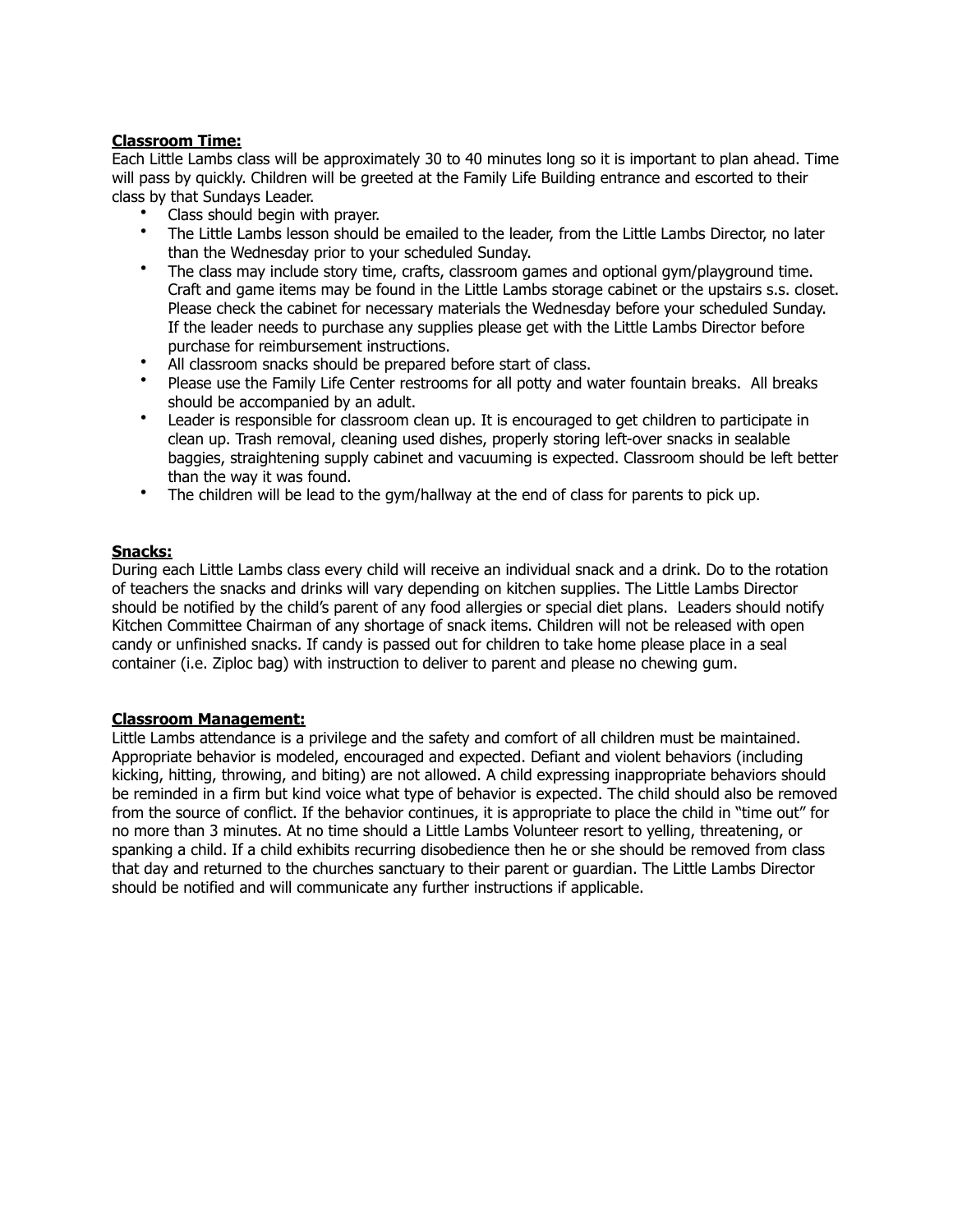**Classroom Time:**
Each Little Lambs class will be approximately 30 to 40 minutes long so it is important to plan ahead. Time will pass by quickly. Children will be greeted at the Family Life Building entrance and escorted to their class by that Sundays Leader.

- Class should begin with prayer.
- The Little Lambs lesson should be emailed to the leader, from the Little Lambs Director, no later than the Wednesday prior to your scheduled Sunday.
- The class may include story time, crafts, classroom games and optional gym/playground time. Craft and game items may be found in the Little Lambs storage cabinet or the upstairs s.s. closet. Please check the cabinet for necessary materials the Wednesday before your scheduled Sunday. If the leader needs to purchase any supplies please get with the Little Lambs Director before purchase for reimbursement instructions.
- All classroom snacks should be prepared before start of class.
- Please use the Family Life Center restrooms for all potty and water fountain breaks. All breaks should be accompanied by an adult.
- Leader is responsible for classroom clean up. It is encouraged to get children to participate in clean up. Trash removal, cleaning used dishes, properly storing left-over snacks in sealable baggies, straightening supply cabinet and vacuuming is expected. Classroom should be left better than the way it was found.
- The children will be lead to the gym/hallway at the end of class for parents to pick up.

**Snacks:**
During each Little Lambs class every child will receive an individual snack and a drink. Do to the rotation of teachers the snacks and drinks will vary depending on kitchen supplies. The Little Lambs Director should be notified by the child's parent of any food allergies or special diet plans. Leaders should notify Kitchen Committee Chairman of any shortage of snack items. Children will not be released with open candy or unfinished snacks. If candy is passed out for children to take home please place in a seal container (i.e. Ziploc bag) with instruction to deliver to parent and please no chewing gum.

**Classroom Management:**
Little Lambs attendance is a privilege and the safety and comfort of all children must be maintained. Appropriate behavior is modeled, encouraged and expected. Defiant and violent behaviors (including kicking, hitting, throwing, and biting) are not allowed. A child expressing inappropriate behaviors should be reminded in a firm but kind voice what type of behavior is expected. The child should also be removed from the source of conflict. If the behavior continues, it is appropriate to place the child in "time out" for no more than 3 minutes. At no time should a Little Lambs Volunteer resort to yelling, threatening, or spanking a child. If a child exhibits recurring disobedience then he or she should be removed from class that day and returned to the churches sanctuary to their parent or guardian. The Little Lambs Director should be notified and will communicate any further instructions if applicable.